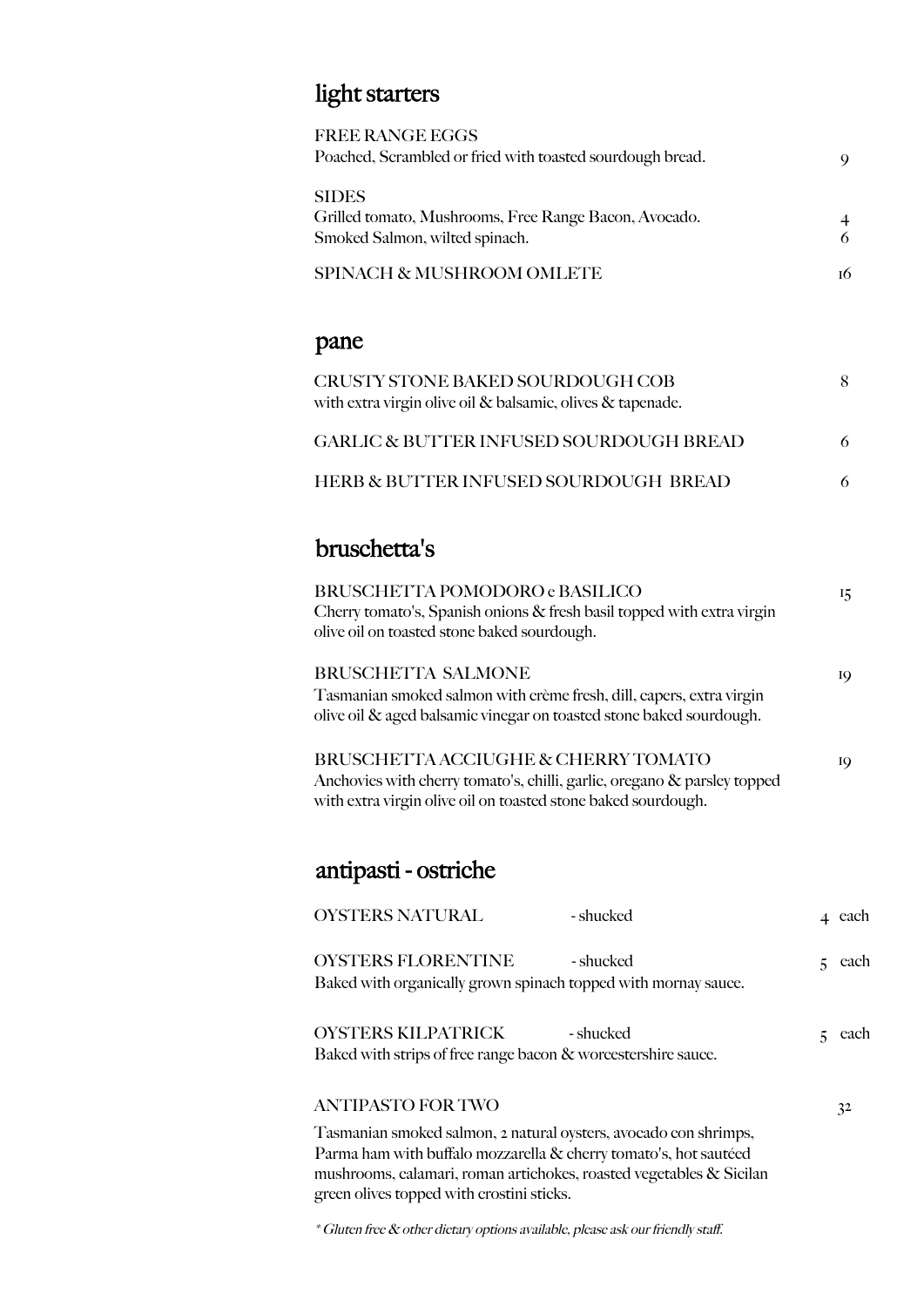## light starters

FREE RANGE EGGS
Poached, Scrambled or fried with toasted sourdough bread. 9

SIDES
Grilled tomato, Mushrooms, Free Range Bacon, Avocado. 4
Smoked Salmon, wilted spinach. 6

SPINACH & MUSHROOM OMLETE 16

## pane

CRUSTY STONE BAKED SOURDOUGH COB 8
with extra virgin olive oil & balsamic, olives & tapenade.

GARLIC & BUTTER INFUSED SOURDOUGH BREAD 6

HERB & BUTTER INFUSED SOURDOUGH BREAD 6

## bruschetta's

BRUSCHETTA POMODORO e BASILICO 15
Cherry tomato's, Spanish onions & fresh basil topped with extra virgin olive oil on toasted stone baked sourdough.

BRUSCHETTA SALMONE 19
Tasmanian smoked salmon with crème fresh, dill, capers, extra virgin olive oil & aged balsamic vinegar on toasted stone baked sourdough.

BRUSCHETTA ACCIUGHE & CHERRY TOMATO 19
Anchovies with cherry tomato's, chilli, garlic, oregano & parsley topped with extra virgin olive oil on toasted stone baked sourdough.

## antipasti - ostriche

OYSTERS NATURAL - shucked 4 each

OYSTERS FLORENTINE - shucked 5 each
Baked with organically grown spinach topped with mornay sauce.

OYSTERS KILPATRICK - shucked 5 each
Baked with strips of free range bacon & worcestershire sauce.

ANTIPASTO FOR TWO 32

Tasmanian smoked salmon, 2 natural oysters, avocado con shrimps, Parma ham with buffalo mozzarella & cherry tomato's, hot sautéed mushrooms, calamari, roman artichokes, roasted vegetables & Sicilan green olives topped with crostini sticks.

*\* Gluten free & other dietary options available, please ask our friendly staff.*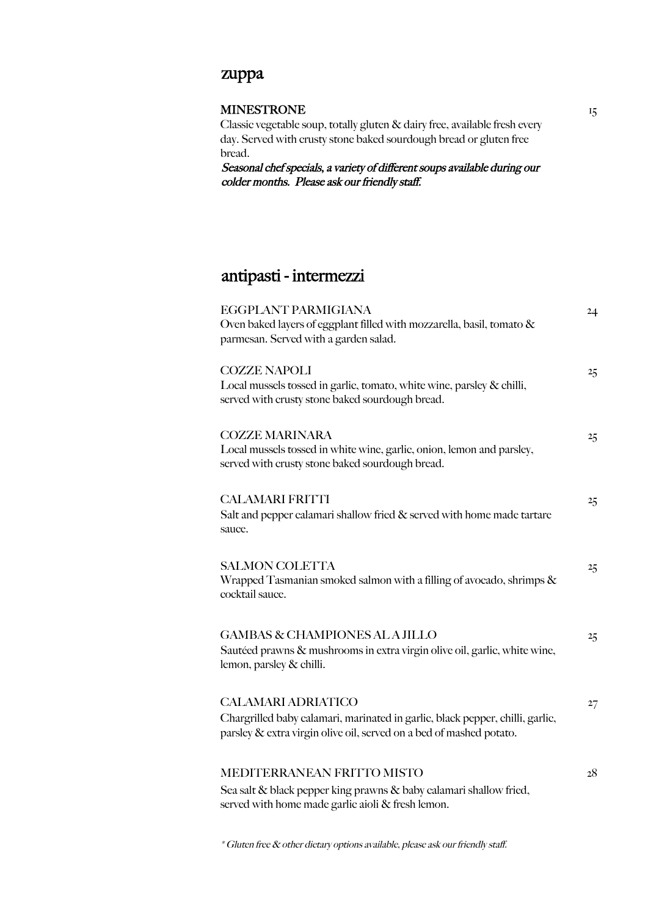## zuppa

**MINESTRONE** 15

Classic vegetable soup, totally gluten & dairy free, available fresh every day. Served with crusty stone baked sourdough bread or gluten free bread.

***Seasonal chef specials, a variety of different soups available during our colder months. Please ask our friendly staff.***

## antipasti - intermezzi

EGGPLANT PARMIGIANA 24

Oven baked layers of eggplant filled with mozzarella, basil, tomato & parmesan. Served with a garden salad.

COZZE NAPOLI 25

Local mussels tossed in garlic, tomato, white wine, parsley & chilli, served with crusty stone baked sourdough bread.

COZZE MARINARA 25

Local mussels tossed in white wine, garlic, onion, lemon and parsley, served with crusty stone baked sourdough bread.

CALAMARI FRITTI 25

Salt and pepper calamari shallow fried & served with home made tartare sauce.

SALMON COLETTA 25

Wrapped Tasmanian smoked salmon with a filling of avocado, shrimps & cocktail sauce.

GAMBAS & CHAMPIONES AL A JILLO 25

Sautéed prawns & mushrooms in extra virgin olive oil, garlic, white wine, lemon, parsley & chilli.

CALAMARI ADRIATICO 27

Chargrilled baby calamari, marinated in garlic, black pepper, chilli, garlic, parsley & extra virgin olive oil, served on a bed of mashed potato.

MEDITERRANEAN FRITTO MISTO 28

Sea salt & black pepper king prawns & baby calamari shallow fried, served with home made garlic aioli & fresh lemon.

*\* Gluten free & other dietary options available, please ask our friendly staff.*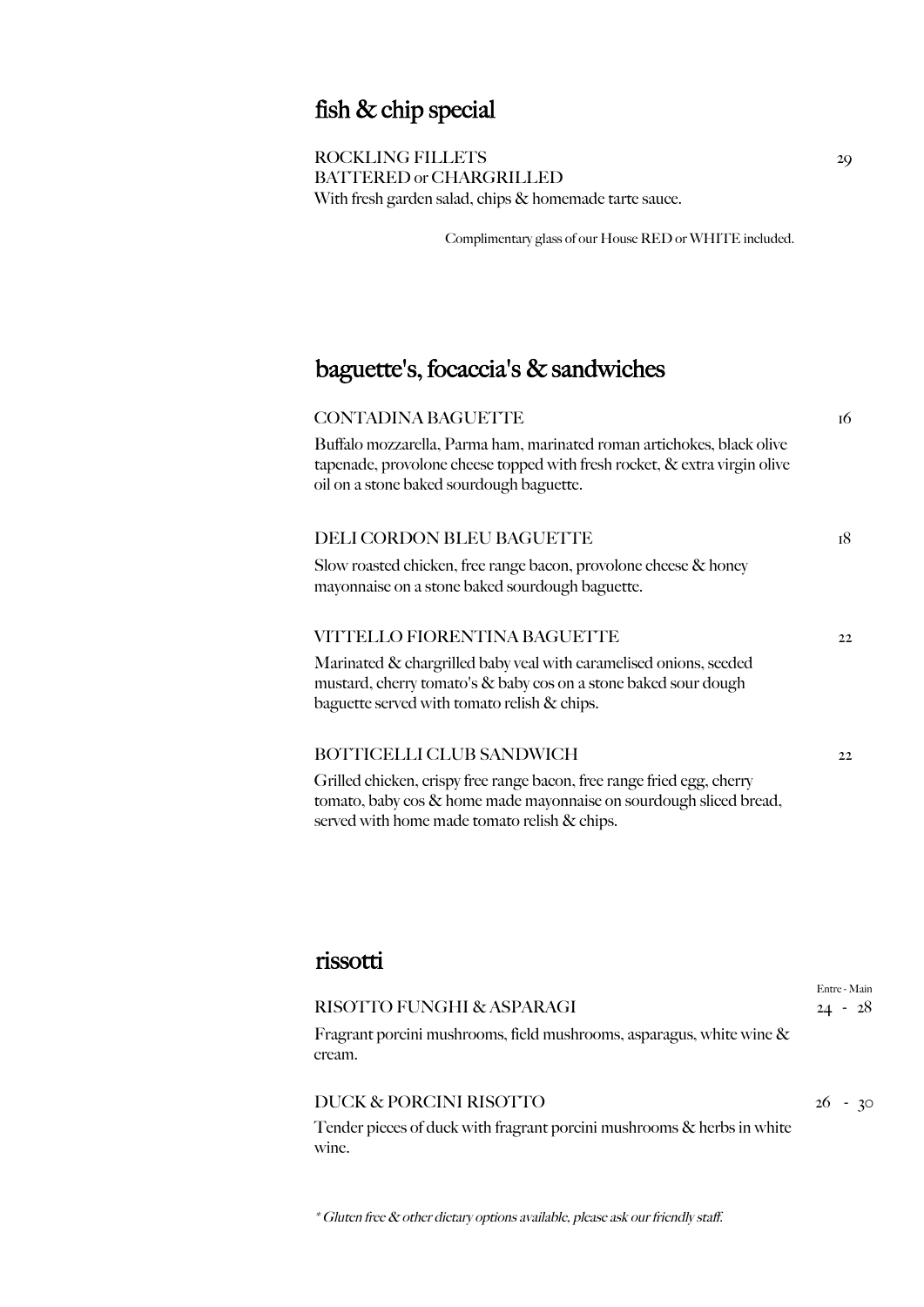## fish & chip special

ROCKLING FILLETS 29
BATTERED or CHARGRILLED
With fresh garden salad, chips & homemade tarte sauce.

Complimentary glass of our House RED or WHITE included.

## baguette's, focaccia's & sandwiches

CONTADINA BAGUETTE 16

Buffalo mozzarella, Parma ham, marinated roman artichokes, black olive tapenade, provolone cheese topped with fresh rocket, & extra virgin olive oil on a stone baked sourdough baguette.

DELI CORDON BLEU BAGUETTE 18

Slow roasted chicken, free range bacon, provolone cheese & honey mayonnaise on a stone baked sourdough baguette.

VITTELLO FIORENTINA BAGUETTE 22

Marinated & chargrilled baby veal with caramelised onions, seeded mustard, cherry tomato's & baby cos on a stone baked sour dough baguette served with tomato relish & chips.

BOTTICELLI CLUB SANDWICH 22

Grilled chicken, crispy free range bacon, free range fried egg, cherry tomato, baby cos & home made mayonnaise on sourdough sliced bread, served with home made tomato relish & chips.

## rissotti

Entre - Main

RISOTTO FUNGHI & ASPARAGI 24 - 28

Fragrant porcini mushrooms, field mushrooms, asparagus, white wine & cream.

DUCK & PORCINI RISOTTO 26 - 30

Tender pieces of duck with fragrant porcini mushrooms & herbs in white wine.

*\* Gluten free & other dietary options available, please ask our friendly staff.*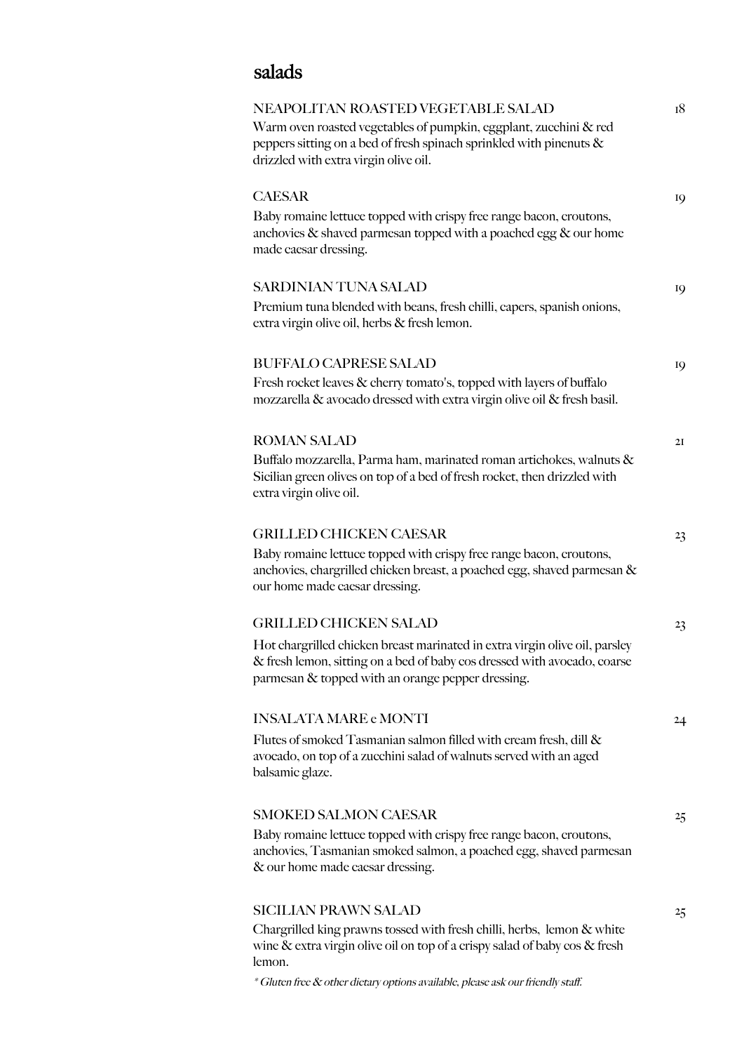# salads

### NEAPOLITAN ROASTED VEGETABLE SALAD — 18

Warm oven roasted vegetables of pumpkin, eggplant, zucchini & red peppers sitting on a bed of fresh spinach sprinkled with pinenuts & drizzled with extra virgin olive oil.

### CAESAR — 19

Baby romaine lettuce topped with crispy free range bacon, croutons, anchovies & shaved parmesan topped with a poached egg & our home made caesar dressing.

### SARDINIAN TUNA SALAD — 19

Premium tuna blended with beans, fresh chilli, capers, spanish onions, extra virgin olive oil, herbs & fresh lemon.

### BUFFALO CAPRESE SALAD — 19

Fresh rocket leaves & cherry tomato's, topped with layers of buffalo mozzarella & avocado dressed with extra virgin olive oil & fresh basil.

### ROMAN SALAD — 21

Buffalo mozzarella, Parma ham, marinated roman artichokes, walnuts & Sicilian green olives on top of a bed of fresh rocket, then drizzled with extra virgin olive oil.

### GRILLED CHICKEN CAESAR — 23

Baby romaine lettuce topped with crispy free range bacon, croutons, anchovies, chargrilled chicken breast, a poached egg, shaved parmesan & our home made caesar dressing.

### GRILLED CHICKEN SALAD — 23

Hot chargrilled chicken breast marinated in extra virgin olive oil, parsley & fresh lemon, sitting on a bed of baby cos dressed with avocado, coarse parmesan & topped with an orange pepper dressing.

### INSALATA MARE e MONTI — 24

Flutes of smoked Tasmanian salmon filled with cream fresh, dill & avocado, on top of a zucchini salad of walnuts served with an aged balsamic glaze.

### SMOKED SALMON CAESAR — 25

Baby romaine lettuce topped with crispy free range bacon, croutons, anchovies, Tasmanian smoked salmon, a poached egg, shaved parmesan & our home made caesar dressing.

### SICILIAN PRAWN SALAD — 25

Chargrilled king prawns tossed with fresh chilli, herbs, lemon & white wine & extra virgin olive oil on top of a crispy salad of baby cos & fresh lemon.

*\* Gluten free & other dietary options available, please ask our friendly staff.*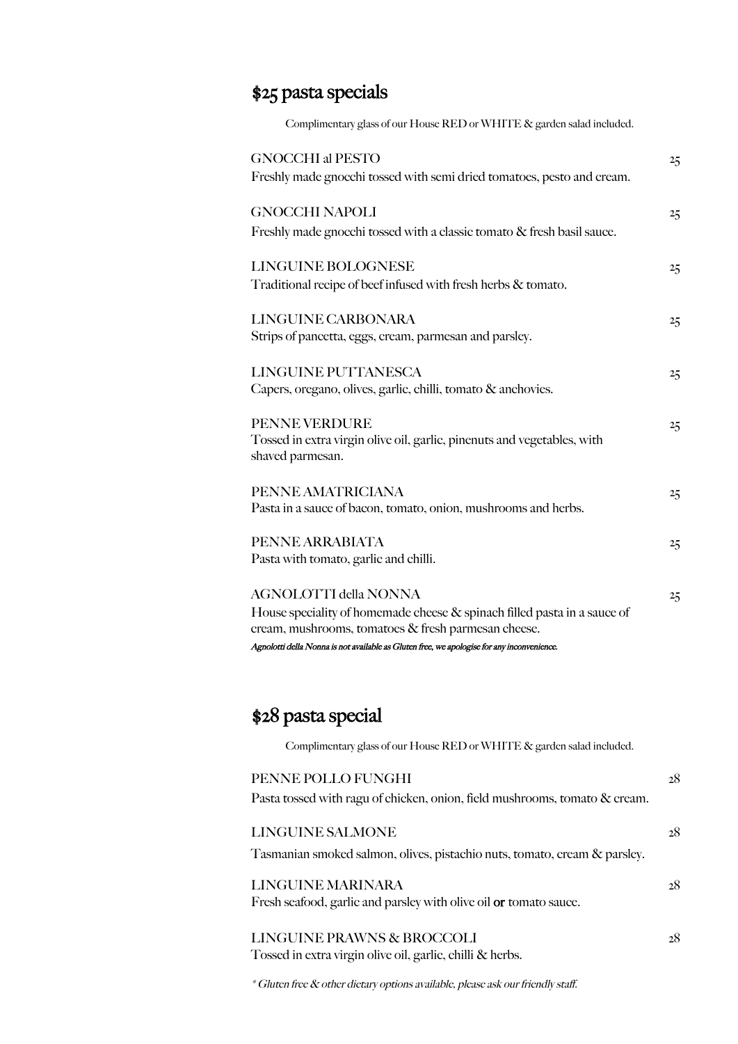## $25 pasta specials

Complimentary glass of our House RED or WHITE & garden salad included.

GNOCCHI al PESTO 25
Freshly made gnocchi tossed with semi dried tomatoes, pesto and cream.

GNOCCHI NAPOLI 25
Freshly made gnocchi tossed with a classic tomato & fresh basil sauce.

LINGUINE BOLOGNESE 25
Traditional recipe of beef infused with fresh herbs & tomato.

LINGUINE CARBONARA 25
Strips of pancetta, eggs, cream, parmesan and parsley.

LINGUINE PUTTANESCA 25
Capers, oregano, olives, garlic, chilli, tomato & anchovies.

PENNE VERDURE 25
Tossed in extra virgin olive oil, garlic, pinenuts and vegetables, with shaved parmesan.

PENNE AMATRICIANA 25
Pasta in a sauce of bacon, tomato, onion, mushrooms and herbs.

PENNE ARRABIATA 25
Pasta with tomato, garlic and chilli.

AGNOLOTTI della NONNA 25
House speciality of homemade cheese & spinach filled pasta in a sauce of cream, mushrooms, tomatoes & fresh parmesan cheese.
*Agnolotti della Nonna is not available as Gluten free, we apologise for any inconvenience.*

## $28 pasta special

Complimentary glass of our House RED or WHITE & garden salad included.

PENNE POLLO FUNGHI 28
Pasta tossed with ragu of chicken, onion, field mushrooms, tomato & cream.

LINGUINE SALMONE 28
Tasmanian smoked salmon, olives, pistachio nuts, tomato, cream & parsley.

LINGUINE MARINARA 28
Fresh seafood, garlic and parsley with olive oil **or** tomato sauce.

LINGUINE PRAWNS & BROCCOLI 28
Tossed in extra virgin olive oil, garlic, chilli & herbs.

*\* Gluten free & other dietary options available, please ask our friendly staff.*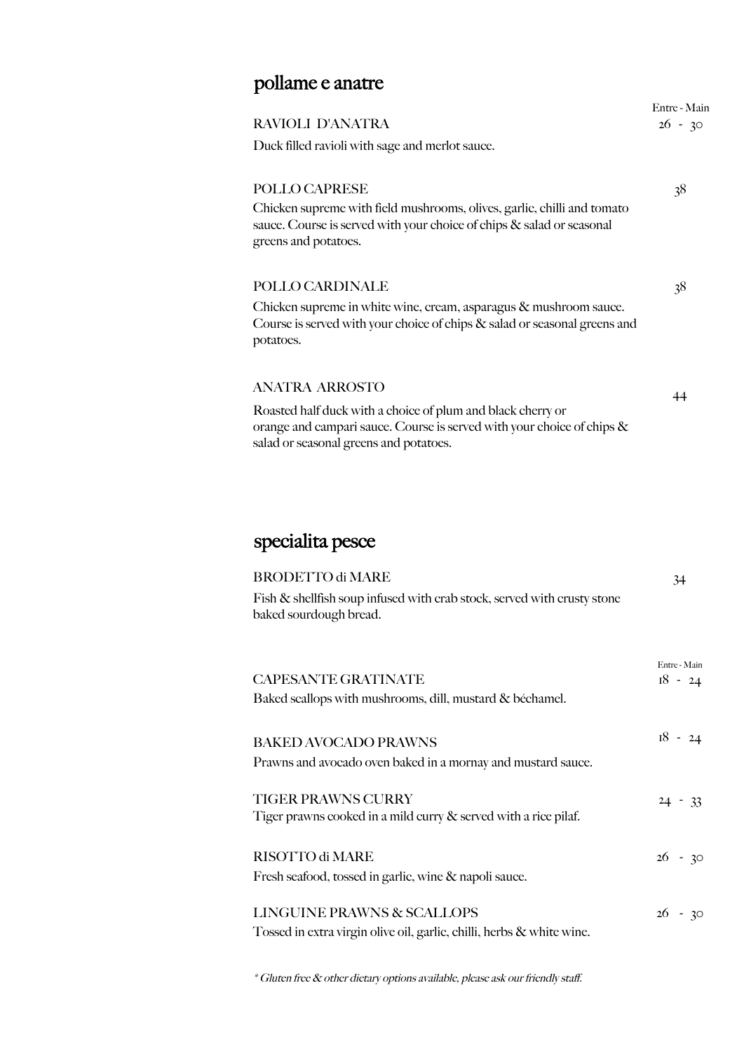## pollame e anatre

Entre - Main

**RAVIOLI D'ANATRA** — 26 - 30

Duck filled ravioli with sage and merlot sauce.

**POLLO CAPRESE** — 38

Chicken supreme with field mushrooms, olives, garlic, chilli and tomato sauce. Course is served with your choice of chips & salad or seasonal greens and potatoes.

**POLLO CARDINALE** — 38

Chicken supreme in white wine, cream, asparagus & mushroom sauce. Course is served with your choice of chips & salad or seasonal greens and potatoes.

**ANATRA ARROSTO** — 44

Roasted half duck with a choice of plum and black cherry or orange and campari sauce. Course is served with your choice of chips & salad or seasonal greens and potatoes.

## specialita pesce

**BRODETTO di MARE** — 34

Fish & shellfish soup infused with crab stock, served with crusty stone baked sourdough bread.

Entre - Main

**CAPESANTE GRATINATE** — 18 - 24

Baked scallops with mushrooms, dill, mustard & béchamel.

**BAKED AVOCADO PRAWNS** — 18 - 24

Prawns and avocado oven baked in a mornay and mustard sauce.

**TIGER PRAWNS CURRY** — 24 - 33

Tiger prawns cooked in a mild curry & served with a rice pilaf.

**RISOTTO di MARE** — 26 - 30

Fresh seafood, tossed in garlic, wine & napoli sauce.

**LINGUINE PRAWNS & SCALLOPS** — 26 - 30

Tossed in extra virgin olive oil, garlic, chilli, herbs & white wine.

*\* Gluten free & other dietary options available, please ask our friendly staff.*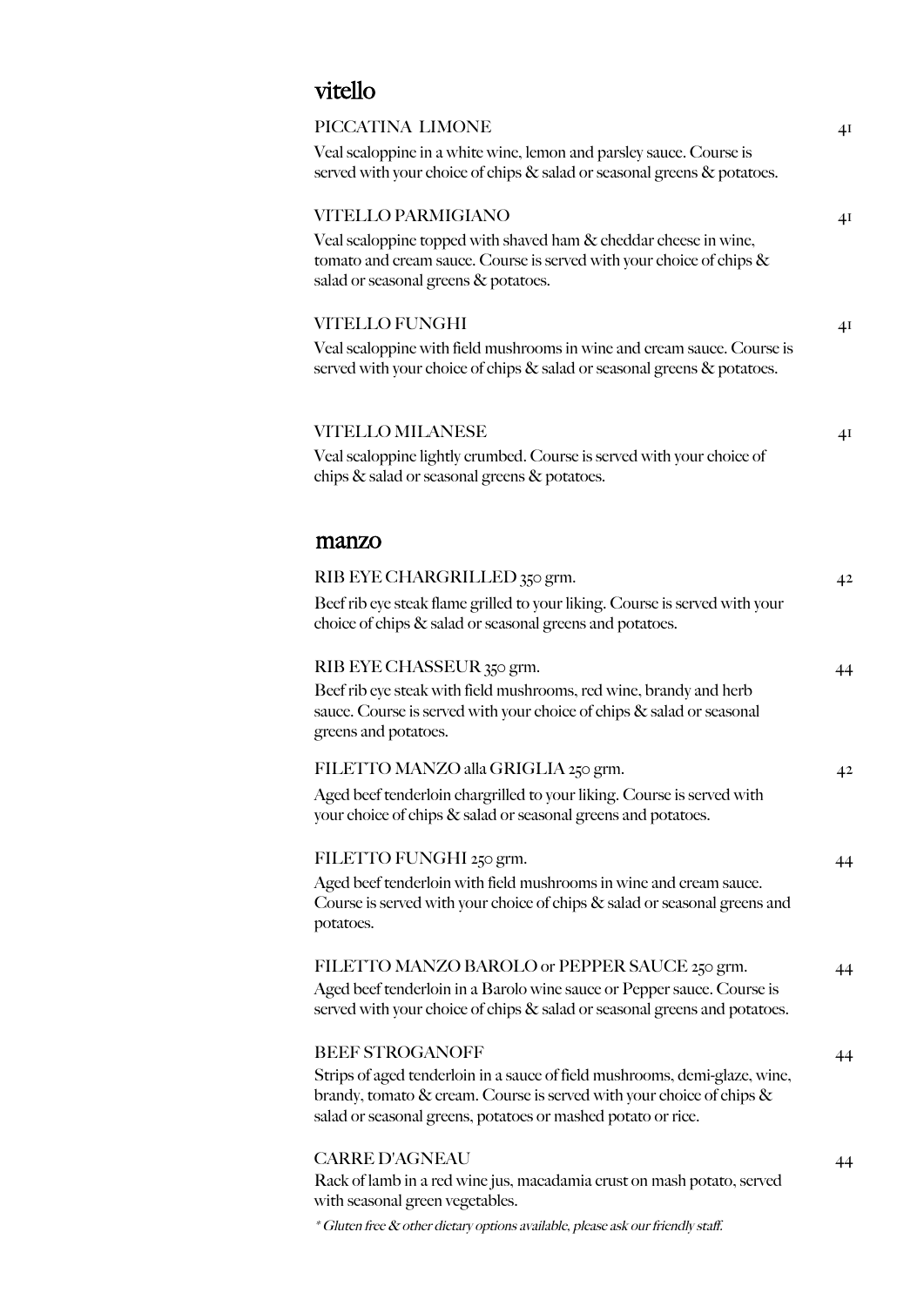## vitello

**PICCATINA LIMONE** — 41

Veal scaloppine in a white wine, lemon and parsley sauce. Course is served with your choice of chips & salad or seasonal greens & potatoes.

**VITELLO PARMIGIANO** — 41

Veal scaloppine topped with shaved ham & cheddar cheese in wine, tomato and cream sauce. Course is served with your choice of chips & salad or seasonal greens & potatoes.

**VITELLO FUNGHI** — 41

Veal scaloppine with field mushrooms in wine and cream sauce. Course is served with your choice of chips & salad or seasonal greens & potatoes.

**VITELLO MILANESE** — 41

Veal scaloppine lightly crumbed. Course is served with your choice of chips & salad or seasonal greens & potatoes.

## manzo

**RIB EYE CHARGRILLED 350 grm.** — 42

Beef rib eye steak flame grilled to your liking. Course is served with your choice of chips & salad or seasonal greens and potatoes.

**RIB EYE CHASSEUR 350 grm.** — 44

Beef rib eye steak with field mushrooms, red wine, brandy and herb sauce. Course is served with your choice of chips & salad or seasonal greens and potatoes.

**FILETTO MANZO alla GRIGLIA 250 grm.** — 42

Aged beef tenderloin chargrilled to your liking. Course is served with your choice of chips & salad or seasonal greens and potatoes.

**FILETTO FUNGHI 250 grm.** — 44

Aged beef tenderloin with field mushrooms in wine and cream sauce. Course is served with your choice of chips & salad or seasonal greens and potatoes.

**FILETTO MANZO BAROLO or PEPPER SAUCE 250 grm.** — 44

Aged beef tenderloin in a Barolo wine sauce or Pepper sauce. Course is served with your choice of chips & salad or seasonal greens and potatoes.

**BEEF STROGANOFF** — 44

Strips of aged tenderloin in a sauce of field mushrooms, demi-glaze, wine, brandy, tomato & cream. Course is served with your choice of chips & salad or seasonal greens, potatoes or mashed potato or rice.

**CARRE D'AGNEAU** — 44

Rack of lamb in a red wine jus, macadamia crust on mash potato, served with seasonal green vegetables.

*\* Gluten free & other dietary options available, please ask our friendly staff.*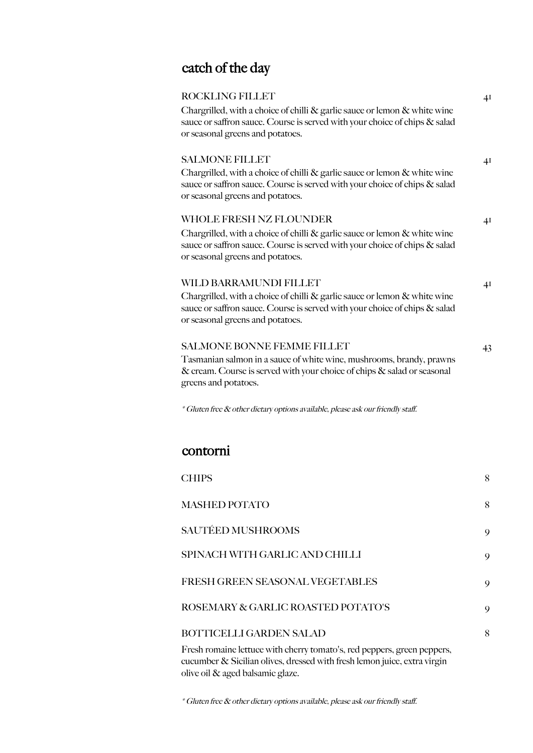## catch of the day

ROCKLING FILLET 41

Chargrilled, with a choice of chilli & garlic sauce or lemon & white wine sauce or saffron sauce. Course is served with your choice of chips & salad or seasonal greens and potatoes.

SALMONE FILLET 41

Chargrilled, with a choice of chilli & garlic sauce or lemon & white wine sauce or saffron sauce. Course is served with your choice of chips & salad or seasonal greens and potatoes.

WHOLE FRESH NZ FLOUNDER 41

Chargrilled, with a choice of chilli & garlic sauce or lemon & white wine sauce or saffron sauce. Course is served with your choice of chips & salad or seasonal greens and potatoes.

WILD BARRAMUNDI FILLET 41

Chargrilled, with a choice of chilli & garlic sauce or lemon & white wine sauce or saffron sauce. Course is served with your choice of chips & salad or seasonal greens and potatoes.

SALMONE BONNE FEMME FILLET 43

Tasmanian salmon in a sauce of white wine, mushrooms, brandy, prawns & cream. Course is served with your choice of chips & salad or seasonal greens and potatoes.

*\* Gluten free & other dietary options available, please ask our friendly staff.*

## contorni

CHIPS 8

MASHED POTATO 8

SAUTÉED MUSHROOMS 9

SPINACH WITH GARLIC AND CHILLI 9

FRESH GREEN SEASONAL VEGETABLES 9

ROSEMARY & GARLIC ROASTED POTATO'S 9

BOTTICELLI GARDEN SALAD 8

Fresh romaine lettuce with cherry tomato's, red peppers, green peppers, cucumber & Sicilian olives, dressed with fresh lemon juice, extra virgin olive oil & aged balsamic glaze.

*\* Gluten free & other dietary options available, please ask our friendly staff.*